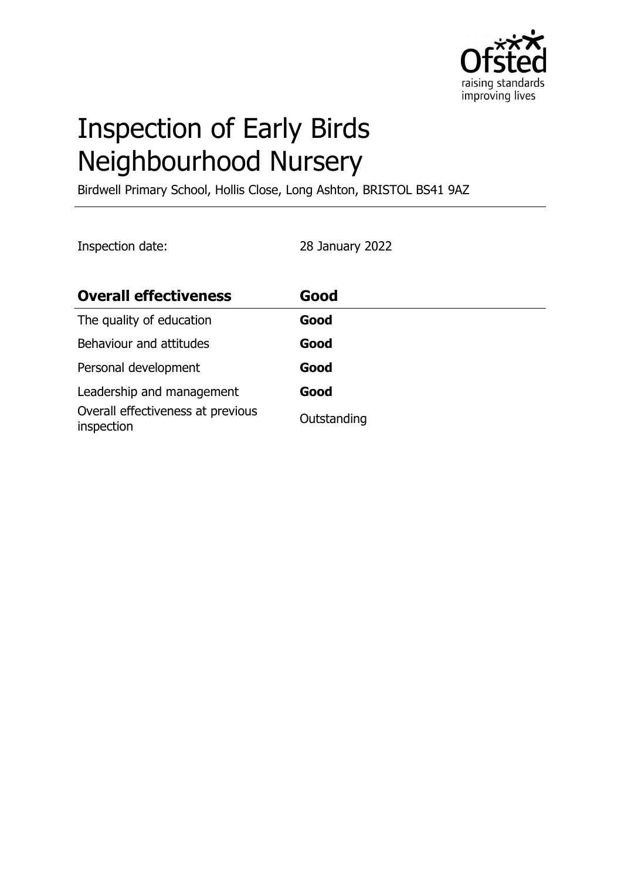# Inspection of Early Birds Neighbourhood Nursery

Birdwell Primary School, Hollis Close, Long Ashton, BRISTOL BS41 9AZ

Inspection date: 28 January 2022

| **Overall effectiveness** | **Good** |
|---|---|
| The quality of education | **Good** |
| Behaviour and attitudes | **Good** |
| Personal development | **Good** |
| Leadership and management | **Good** |
| Overall effectiveness at previous inspection | Outstanding |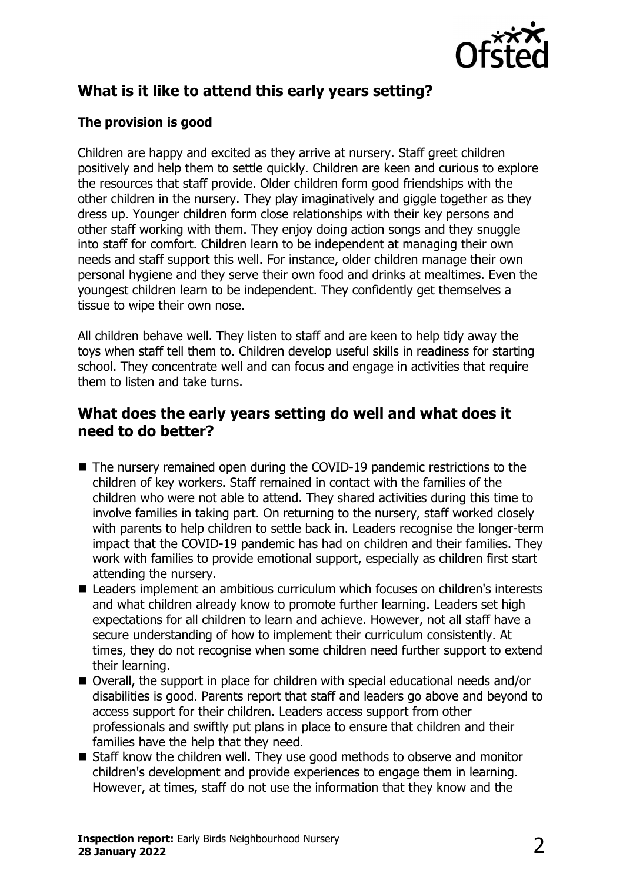## What is it like to attend this early years setting?

### The provision is good

Children are happy and excited as they arrive at nursery. Staff greet children positively and help them to settle quickly. Children are keen and curious to explore the resources that staff provide. Older children form good friendships with the other children in the nursery. They play imaginatively and giggle together as they dress up. Younger children form close relationships with their key persons and other staff working with them. They enjoy doing action songs and they snuggle into staff for comfort. Children learn to be independent at managing their own needs and staff support this well. For instance, older children manage their own personal hygiene and they serve their own food and drinks at mealtimes. Even the youngest children learn to be independent. They confidently get themselves a tissue to wipe their own nose.

All children behave well. They listen to staff and are keen to help tidy away the toys when staff tell them to. Children develop useful skills in readiness for starting school. They concentrate well and can focus and engage in activities that require them to listen and take turns.

## What does the early years setting do well and what does it need to do better?

- The nursery remained open during the COVID-19 pandemic restrictions to the children of key workers. Staff remained in contact with the families of the children who were not able to attend. They shared activities during this time to involve families in taking part. On returning to the nursery, staff worked closely with parents to help children to settle back in. Leaders recognise the longer-term impact that the COVID-19 pandemic has had on children and their families. They work with families to provide emotional support, especially as children first start attending the nursery.
- Leaders implement an ambitious curriculum which focuses on children's interests and what children already know to promote further learning. Leaders set high expectations for all children to learn and achieve. However, not all staff have a secure understanding of how to implement their curriculum consistently. At times, they do not recognise when some children need further support to extend their learning.
- Overall, the support in place for children with special educational needs and/or disabilities is good. Parents report that staff and leaders go above and beyond to access support for their children. Leaders access support from other professionals and swiftly put plans in place to ensure that children and their families have the help that they need.
- Staff know the children well. They use good methods to observe and monitor children's development and provide experiences to engage them in learning. However, at times, staff do not use the information that they know and the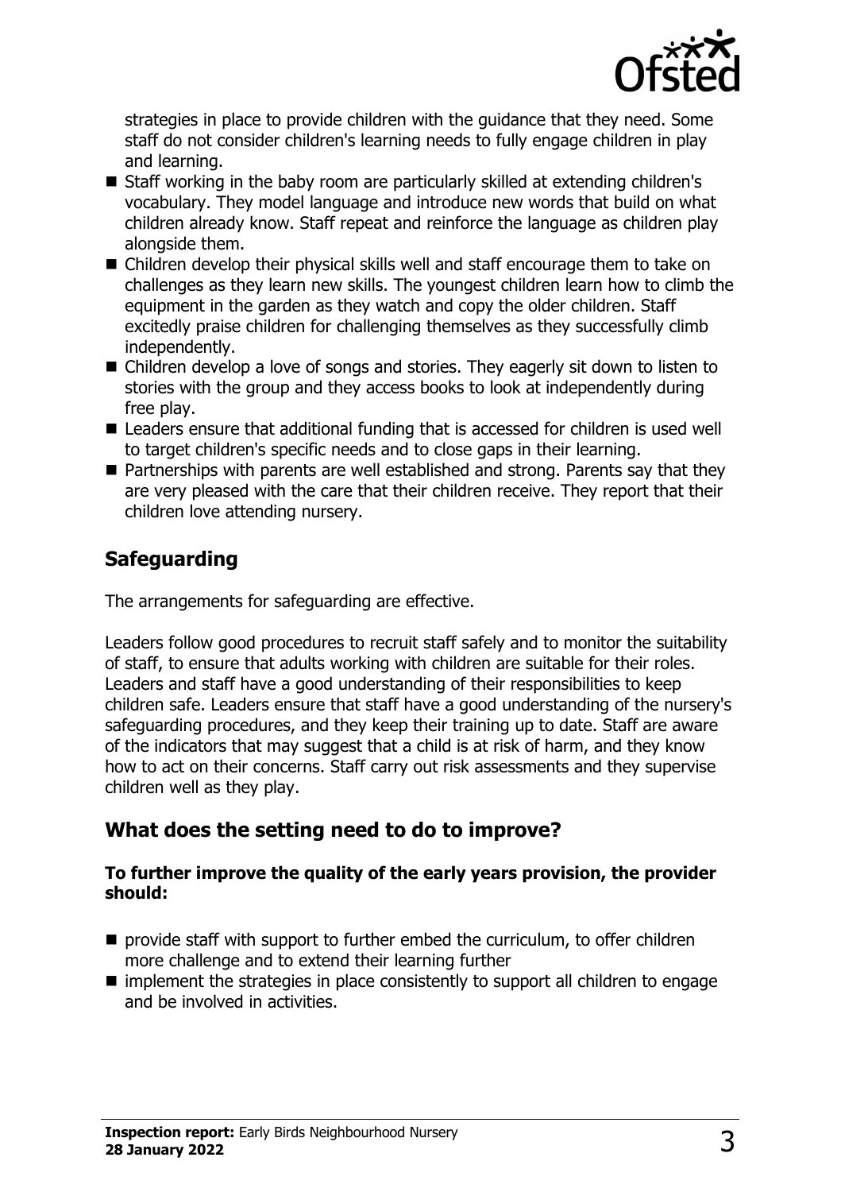strategies in place to provide children with the guidance that they need. Some staff do not consider children's learning needs to fully engage children in play and learning.

- Staff working in the baby room are particularly skilled at extending children's vocabulary. They model language and introduce new words that build on what children already know. Staff repeat and reinforce the language as children play alongside them.
- Children develop their physical skills well and staff encourage them to take on challenges as they learn new skills. The youngest children learn how to climb the equipment in the garden as they watch and copy the older children. Staff excitedly praise children for challenging themselves as they successfully climb independently.
- Children develop a love of songs and stories. They eagerly sit down to listen to stories with the group and they access books to look at independently during free play.
- Leaders ensure that additional funding that is accessed for children is used well to target children's specific needs and to close gaps in their learning.
- Partnerships with parents are well established and strong. Parents say that they are very pleased with the care that their children receive. They report that their children love attending nursery.

## Safeguarding

The arrangements for safeguarding are effective.

Leaders follow good procedures to recruit staff safely and to monitor the suitability of staff, to ensure that adults working with children are suitable for their roles. Leaders and staff have a good understanding of their responsibilities to keep children safe. Leaders ensure that staff have a good understanding of the nursery's safeguarding procedures, and they keep their training up to date. Staff are aware of the indicators that may suggest that a child is at risk of harm, and they know how to act on their concerns. Staff carry out risk assessments and they supervise children well as they play.

## What does the setting need to do to improve?

**To further improve the quality of the early years provision, the provider should:**

- provide staff with support to further embed the curriculum, to offer children more challenge and to extend their learning further
- implement the strategies in place consistently to support all children to engage and be involved in activities.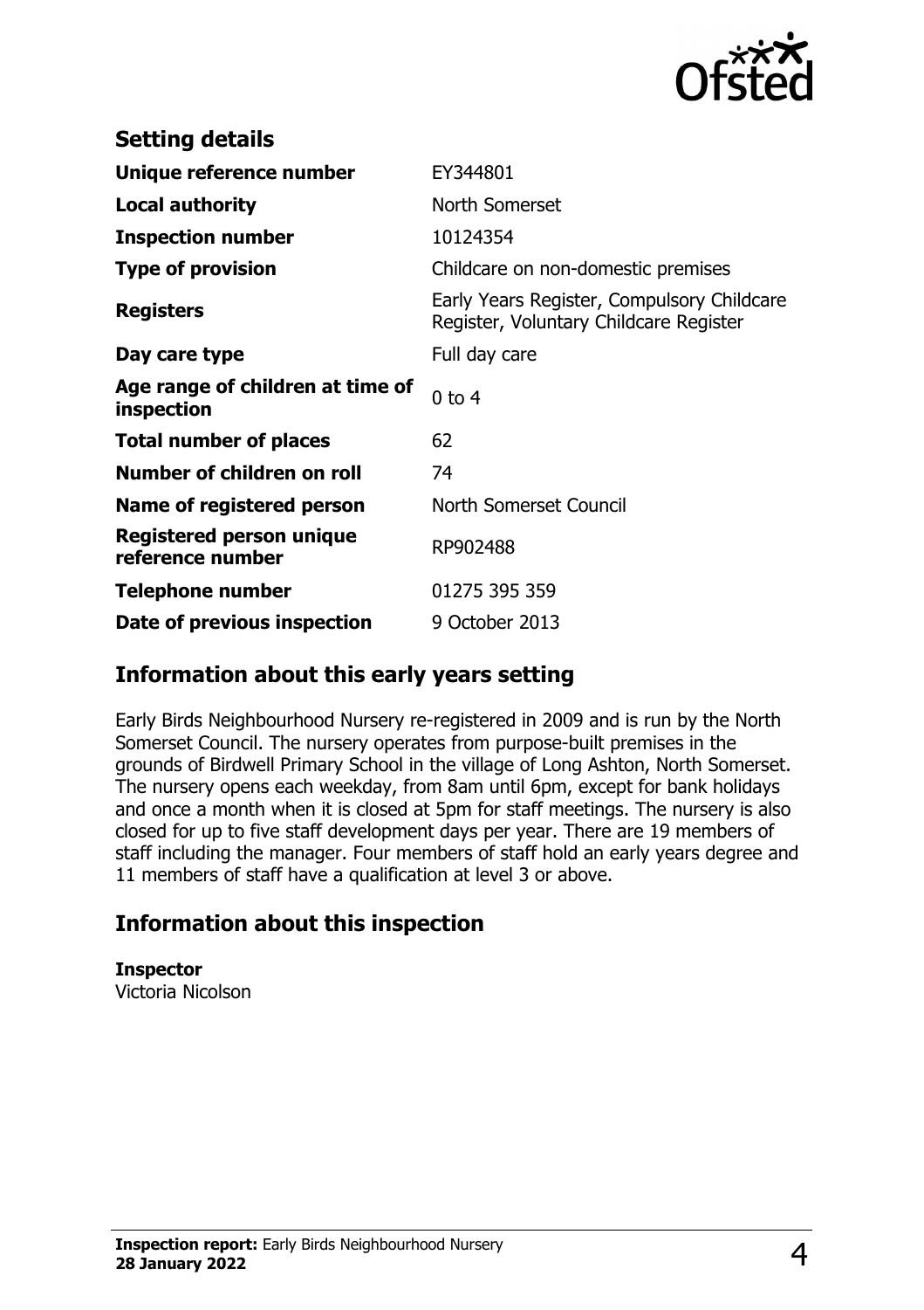## Setting details

| | |
|---|---|
| **Unique reference number** | EY344801 |
| **Local authority** | North Somerset |
| **Inspection number** | 10124354 |
| **Type of provision** | Childcare on non-domestic premises |
| **Registers** | Early Years Register, Compulsory Childcare Register, Voluntary Childcare Register |
| **Day care type** | Full day care |
| **Age range of children at time of inspection** | 0 to 4 |
| **Total number of places** | 62 |
| **Number of children on roll** | 74 |
| **Name of registered person** | North Somerset Council |
| **Registered person unique reference number** | RP902488 |
| **Telephone number** | 01275 395 359 |
| **Date of previous inspection** | 9 October 2013 |

## Information about this early years setting

Early Birds Neighbourhood Nursery re-registered in 2009 and is run by the North Somerset Council. The nursery operates from purpose-built premises in the grounds of Birdwell Primary School in the village of Long Ashton, North Somerset. The nursery opens each weekday, from 8am until 6pm, except for bank holidays and once a month when it is closed at 5pm for staff meetings. The nursery is also closed for up to five staff development days per year. There are 19 members of staff including the manager. Four members of staff hold an early years degree and 11 members of staff have a qualification at level 3 or above.

## Information about this inspection

**Inspector**
Victoria Nicolson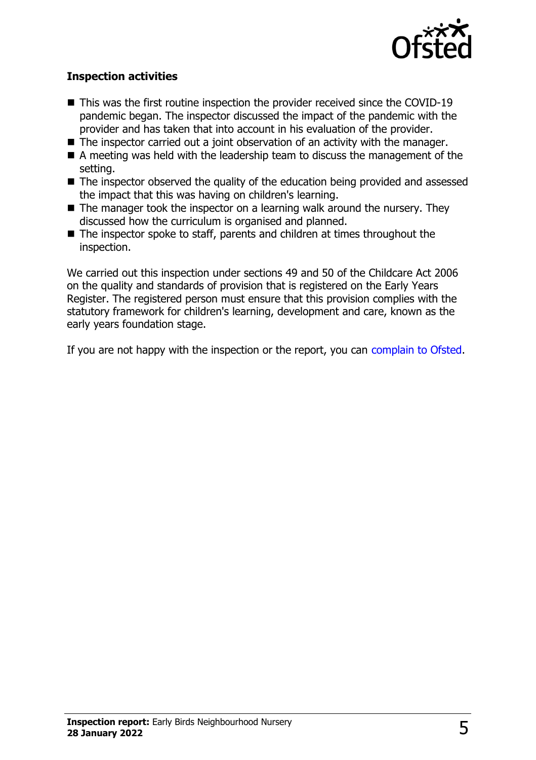**Inspection activities**

- This was the first routine inspection the provider received since the COVID-19 pandemic began. The inspector discussed the impact of the pandemic with the provider and has taken that into account in his evaluation of the provider.
- The inspector carried out a joint observation of an activity with the manager.
- A meeting was held with the leadership team to discuss the management of the setting.
- The inspector observed the quality of the education being provided and assessed the impact that this was having on children's learning.
- The manager took the inspector on a learning walk around the nursery. They discussed how the curriculum is organised and planned.
- The inspector spoke to staff, parents and children at times throughout the inspection.

We carried out this inspection under sections 49 and 50 of the Childcare Act 2006 on the quality and standards of provision that is registered on the Early Years Register. The registered person must ensure that this provision complies with the statutory framework for children's learning, development and care, known as the early years foundation stage.

If you are not happy with the inspection or the report, you can complain to Ofsted.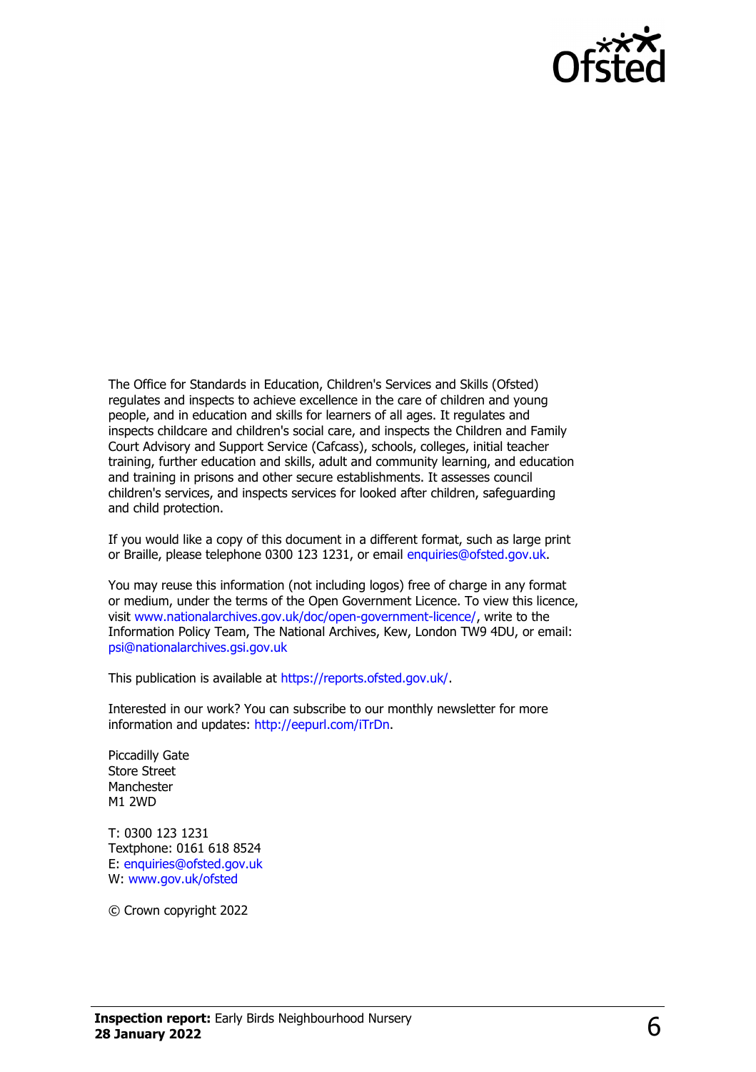The Office for Standards in Education, Children's Services and Skills (Ofsted) regulates and inspects to achieve excellence in the care of children and young people, and in education and skills for learners of all ages. It regulates and inspects childcare and children's social care, and inspects the Children and Family Court Advisory and Support Service (Cafcass), schools, colleges, initial teacher training, further education and skills, adult and community learning, and education and training in prisons and other secure establishments. It assesses council children's services, and inspects services for looked after children, safeguarding and child protection.

If you would like a copy of this document in a different format, such as large print or Braille, please telephone 0300 123 1231, or email enquiries@ofsted.gov.uk.

You may reuse this information (not including logos) free of charge in any format or medium, under the terms of the Open Government Licence. To view this licence, visit www.nationalarchives.gov.uk/doc/open-government-licence/, write to the Information Policy Team, The National Archives, Kew, London TW9 4DU, or email: psi@nationalarchives.gsi.gov.uk

This publication is available at https://reports.ofsted.gov.uk/.

Interested in our work? You can subscribe to our monthly newsletter for more information and updates: http://eepurl.com/iTrDn.

Piccadilly Gate
Store Street
Manchester
M1 2WD

T: 0300 123 1231
Textphone: 0161 618 8524
E: enquiries@ofsted.gov.uk
W: www.gov.uk/ofsted

© Crown copyright 2022